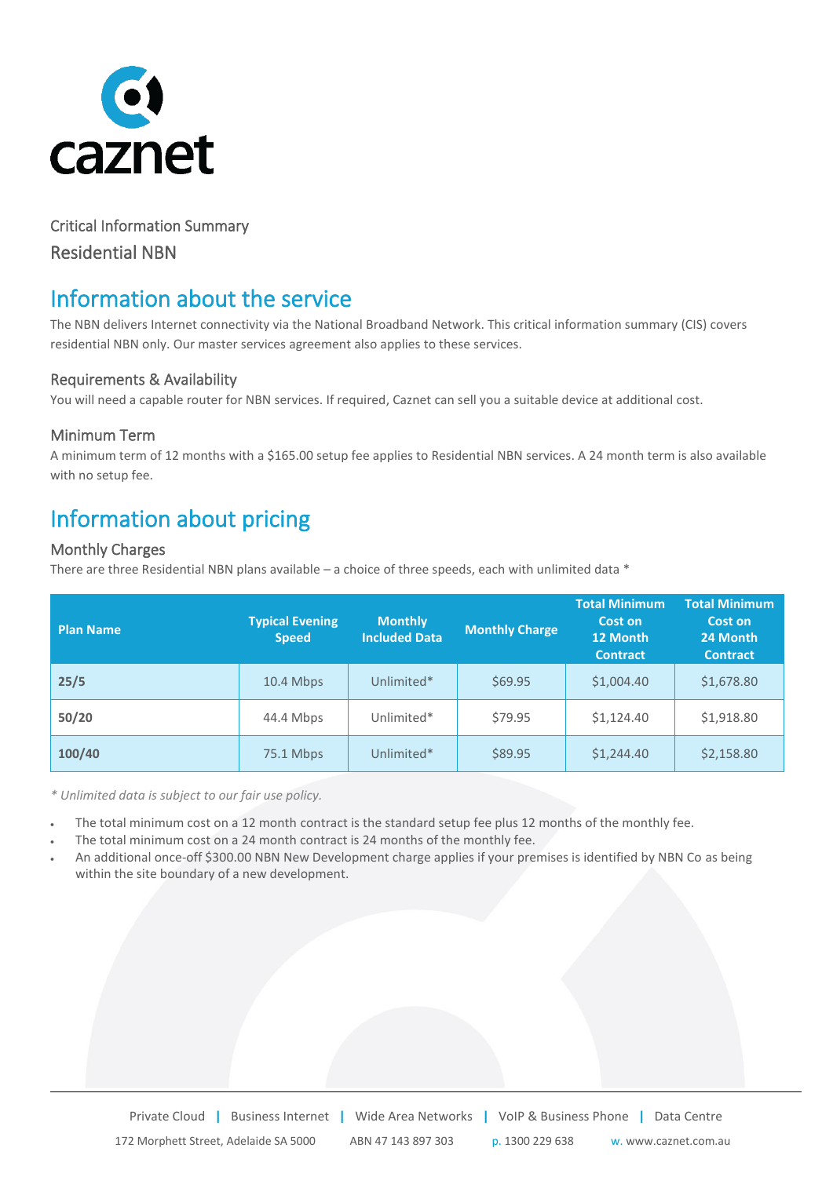caznet

Critical Information Summary

Residential NBN

## Information about the service

The NBN delivers Internet connectivity via the National Broadband Network. This critical information summary (CIS) covers residential NBN only. Our master services agreement also applies to these services.

### Requirements & Availability

You will need a capable router for NBN services. If required, Caznet can sell you a suitable device at additional cost.

### Minimum Term

A minimum term of 12 months with a $165.00 setup fee applies to Residential NBN services. A 24 month term is also available with no setup fee.

## Information about pricing

### Monthly Charges

There are three Residential NBN plans available – a choice of three speeds, each with unlimited data *

| Plan Name | Typical Evening Speed | Monthly Included Data | Monthly Charge | Total Minimum Cost on 12 Month Contract | Total Minimum Cost on 24 Month Contract |
|---|---|---|---|---|---|
| **25/5** | 10.4 Mbps | Unlimited* | $69.95 | $1,004.40 | $1,678.80 |
| **50/20** | 44.4 Mbps | Unlimited* | $79.95 | $1,124.40 | $1,918.80 |
| **100/40** | 75.1 Mbps | Unlimited* | $89.95 | $1,244.40 | $2,158.80 |

*\* Unlimited data is subject to our fair use policy.*

- The total minimum cost on a 12 month contract is the standard setup fee plus 12 months of the monthly fee.
- The total minimum cost on a 24 month contract is 24 months of the monthly fee.
- An additional once-off $300.00 NBN New Development charge applies if your premises is identified by NBN Co as being within the site boundary of a new development.

Private Cloud | Business Internet | Wide Area Networks | VoIP & Business Phone | Data Centre

172 Morphett Street, Adelaide SA 5000 ABN 47 143 897 303 p. 1300 229 638 w. www.caznet.com.au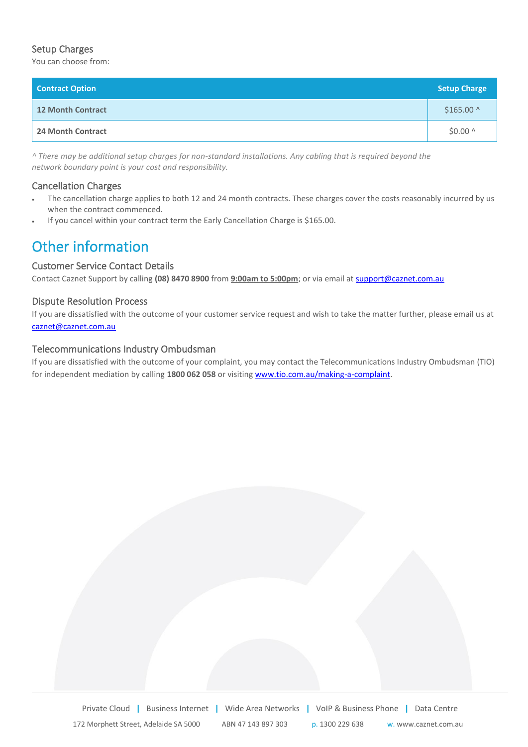### Setup Charges

You can choose from:

| Contract Option | Setup Charge |
|---|---|
| **12 Month Contract** | $165.00 ^ |
| **24 Month Contract** | $0.00 ^ |

*^ There may be additional setup charges for non-standard installations. Any cabling that is required beyond the network boundary point is your cost and responsibility.*

### Cancellation Charges

- The cancellation charge applies to both 12 and 24 month contracts. These charges cover the costs reasonably incurred by us when the contract commenced.
- If you cancel within your contract term the Early Cancellation Charge is $165.00.

## Other information

### Customer Service Contact Details

Contact Caznet Support by calling **(08) 8470 8900** from **9:00am to 5:00pm**; or via email at support@caznet.com.au

### Dispute Resolution Process

If you are dissatisfied with the outcome of your customer service request and wish to take the matter further, please email us at caznet@caznet.com.au

### Telecommunications Industry Ombudsman

If you are dissatisfied with the outcome of your complaint, you may contact the Telecommunications Industry Ombudsman (TIO) for independent mediation by calling **1800 062 058** or visiting www.tio.com.au/making-a-complaint.

Private Cloud | Business Internet | Wide Area Networks | VoIP & Business Phone | Data Centre

172 Morphett Street, Adelaide SA 5000 ABN 47 143 897 303 p. 1300 229 638 w. www.caznet.com.au